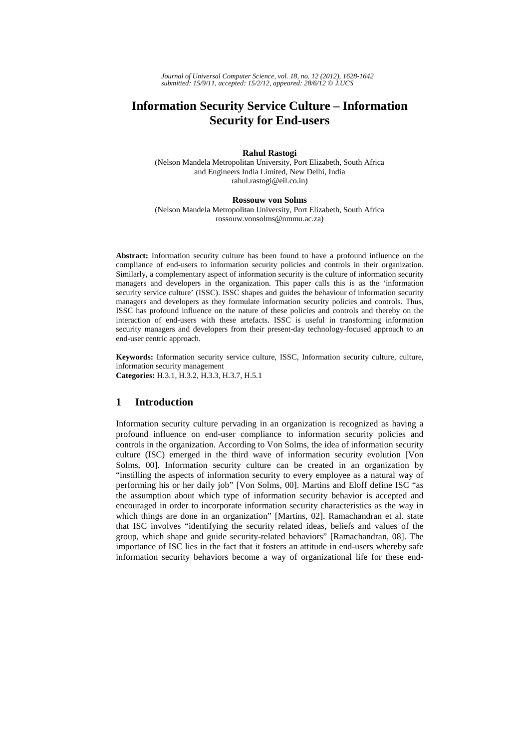# Information Security Service Culture – Information Security for End-users

**Rahul Rastogi**
(Nelson Mandela Metropolitan University, Port Elizabeth, South Africa
and Engineers India Limited, New Delhi, India
rahul.rastogi@eil.co.in)

**Rossouw von Solms**
(Nelson Mandela Metropolitan University, Port Elizabeth, South Africa
rossouw.vonsolms@nmmu.ac.za)

**Abstract:** Information security culture has been found to have a profound influence on the compliance of end-users to information security policies and controls in their organization. Similarly, a complementary aspect of information security is the culture of information security managers and developers in the organization. This paper calls this is as the 'information security service culture' (ISSC). ISSC shapes and guides the behaviour of information security managers and developers as they formulate information security policies and controls. Thus, ISSC has profound influence on the nature of these policies and controls and thereby on the interaction of end-users with these artefacts. ISSC is useful in transforming information security managers and developers from their present-day technology-focused approach to an end-user centric approach.

**Keywords:** Information security service culture, ISSC, Information security culture, culture, information security management
**Categories:** H.3.1, H.3.2, H.3.3, H.3.7, H.5.1

## 1 Introduction

Information security culture pervading in an organization is recognized as having a profound influence on end-user compliance to information security policies and controls in the organization. According to Von Solms, the idea of information security culture (ISC) emerged in the third wave of information security evolution [Von Solms, 00]. Information security culture can be created in an organization by "instilling the aspects of information security to every employee as a natural way of performing his or her daily job" [Von Solms, 00]. Martins and Eloff define ISC "as the assumption about which type of information security behavior is accepted and encouraged in order to incorporate information security characteristics as the way in which things are done in an organization" [Martins, 02]. Ramachandran et al. state that ISC involves "identifying the security related ideas, beliefs and values of the group, which shape and guide security-related behaviors" [Ramachandran, 08]. The importance of ISC lies in the fact that it fosters an attitude in end-users whereby safe information security behaviors become a way of organizational life for these end-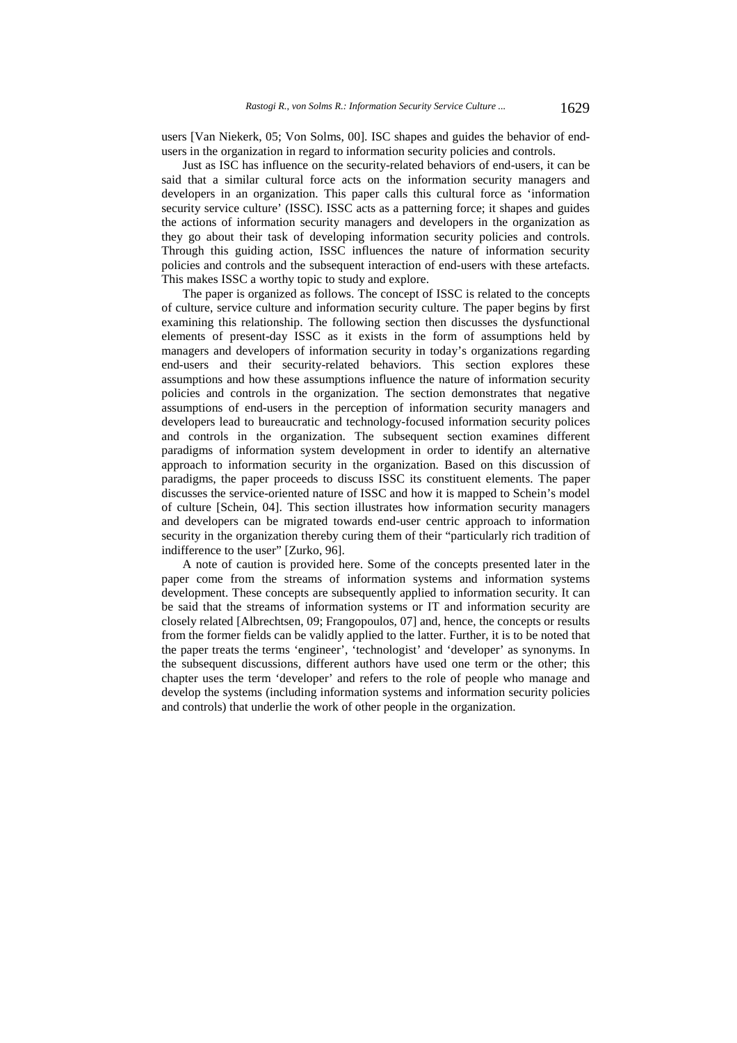users [Van Niekerk, 05; Von Solms, 00]. ISC shapes and guides the behavior of end-users in the organization in regard to information security policies and controls.

Just as ISC has influence on the security-related behaviors of end-users, it can be said that a similar cultural force acts on the information security managers and developers in an organization. This paper calls this cultural force as 'information security service culture' (ISSC). ISSC acts as a patterning force; it shapes and guides the actions of information security managers and developers in the organization as they go about their task of developing information security policies and controls. Through this guiding action, ISSC influences the nature of information security policies and controls and the subsequent interaction of end-users with these artefacts. This makes ISSC a worthy topic to study and explore.

The paper is organized as follows. The concept of ISSC is related to the concepts of culture, service culture and information security culture. The paper begins by first examining this relationship. The following section then discusses the dysfunctional elements of present-day ISSC as it exists in the form of assumptions held by managers and developers of information security in today's organizations regarding end-users and their security-related behaviors. This section explores these assumptions and how these assumptions influence the nature of information security policies and controls in the organization. The section demonstrates that negative assumptions of end-users in the perception of information security managers and developers lead to bureaucratic and technology-focused information security polices and controls in the organization. The subsequent section examines different paradigms of information system development in order to identify an alternative approach to information security in the organization. Based on this discussion of paradigms, the paper proceeds to discuss ISSC its constituent elements. The paper discusses the service-oriented nature of ISSC and how it is mapped to Schein's model of culture [Schein, 04]. This section illustrates how information security managers and developers can be migrated towards end-user centric approach to information security in the organization thereby curing them of their "particularly rich tradition of indifference to the user" [Zurko, 96].

A note of caution is provided here. Some of the concepts presented later in the paper come from the streams of information systems and information systems development. These concepts are subsequently applied to information security. It can be said that the streams of information systems or IT and information security are closely related [Albrechtsen, 09; Frangopoulos, 07] and, hence, the concepts or results from the former fields can be validly applied to the latter. Further, it is to be noted that the paper treats the terms 'engineer', 'technologist' and 'developer' as synonyms. In the subsequent discussions, different authors have used one term or the other; this chapter uses the term 'developer' and refers to the role of people who manage and develop the systems (including information systems and information security policies and controls) that underlie the work of other people in the organization.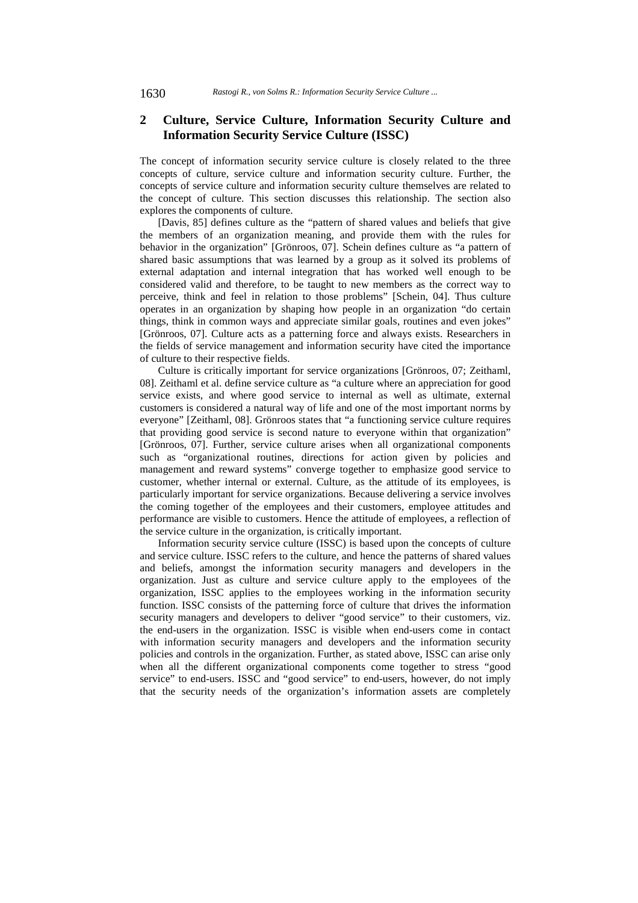## 2 Culture, Service Culture, Information Security Culture and Information Security Service Culture (ISSC)

The concept of information security service culture is closely related to the three concepts of culture, service culture and information security culture. Further, the concepts of service culture and information security culture themselves are related to the concept of culture. This section discusses this relationship. The section also explores the components of culture.

[Davis, 85] defines culture as the "pattern of shared values and beliefs that give the members of an organization meaning, and provide them with the rules for behavior in the organization" [Grönroos, 07]. Schein defines culture as "a pattern of shared basic assumptions that was learned by a group as it solved its problems of external adaptation and internal integration that has worked well enough to be considered valid and therefore, to be taught to new members as the correct way to perceive, think and feel in relation to those problems" [Schein, 04]. Thus culture operates in an organization by shaping how people in an organization "do certain things, think in common ways and appreciate similar goals, routines and even jokes" [Grönroos, 07]. Culture acts as a patterning force and always exists. Researchers in the fields of service management and information security have cited the importance of culture to their respective fields.

Culture is critically important for service organizations [Grönroos, 07; Zeithaml, 08]. Zeithaml et al. define service culture as "a culture where an appreciation for good service exists, and where good service to internal as well as ultimate, external customers is considered a natural way of life and one of the most important norms by everyone" [Zeithaml, 08]. Grönroos states that "a functioning service culture requires that providing good service is second nature to everyone within that organization" [Grönroos, 07]. Further, service culture arises when all organizational components such as "organizational routines, directions for action given by policies and management and reward systems" converge together to emphasize good service to customer, whether internal or external. Culture, as the attitude of its employees, is particularly important for service organizations. Because delivering a service involves the coming together of the employees and their customers, employee attitudes and performance are visible to customers. Hence the attitude of employees, a reflection of the service culture in the organization, is critically important.

Information security service culture (ISSC) is based upon the concepts of culture and service culture. ISSC refers to the culture, and hence the patterns of shared values and beliefs, amongst the information security managers and developers in the organization. Just as culture and service culture apply to the employees of the organization, ISSC applies to the employees working in the information security function. ISSC consists of the patterning force of culture that drives the information security managers and developers to deliver "good service" to their customers, viz. the end-users in the organization. ISSC is visible when end-users come in contact with information security managers and developers and the information security policies and controls in the organization. Further, as stated above, ISSC can arise only when all the different organizational components come together to stress "good service" to end-users. ISSC and "good service" to end-users, however, do not imply that the security needs of the organization's information assets are completely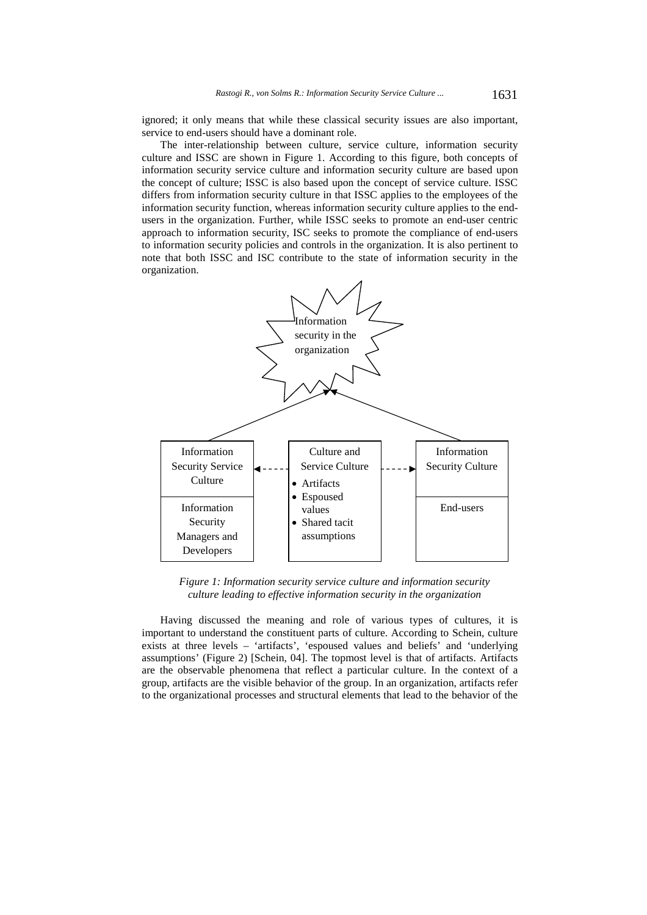ignored; it only means that while these classical security issues are also important, service to end-users should have a dominant role.

The inter-relationship between culture, service culture, information security culture and ISSC are shown in Figure 1. According to this figure, both concepts of information security service culture and information security culture are based upon the concept of culture; ISSC is also based upon the concept of service culture. ISSC differs from information security culture in that ISSC applies to the employees of the information security function, whereas information security culture applies to the end-users in the organization. Further, while ISSC seeks to promote an end-user centric approach to information security, ISC seeks to promote the compliance of end-users to information security policies and controls in the organization. It is also pertinent to note that both ISSC and ISC contribute to the state of information security in the organization.

*Figure 1: Information security service culture and information security culture leading to effective information security in the organization*

Having discussed the meaning and role of various types of cultures, it is important to understand the constituent parts of culture. According to Schein, culture exists at three levels – 'artifacts', 'espoused values and beliefs' and 'underlying assumptions' (Figure 2) [Schein, 04]. The topmost level is that of artifacts. Artifacts are the observable phenomena that reflect a particular culture. In the context of a group, artifacts are the visible behavior of the group. In an organization, artifacts refer to the organizational processes and structural elements that lead to the behavior of the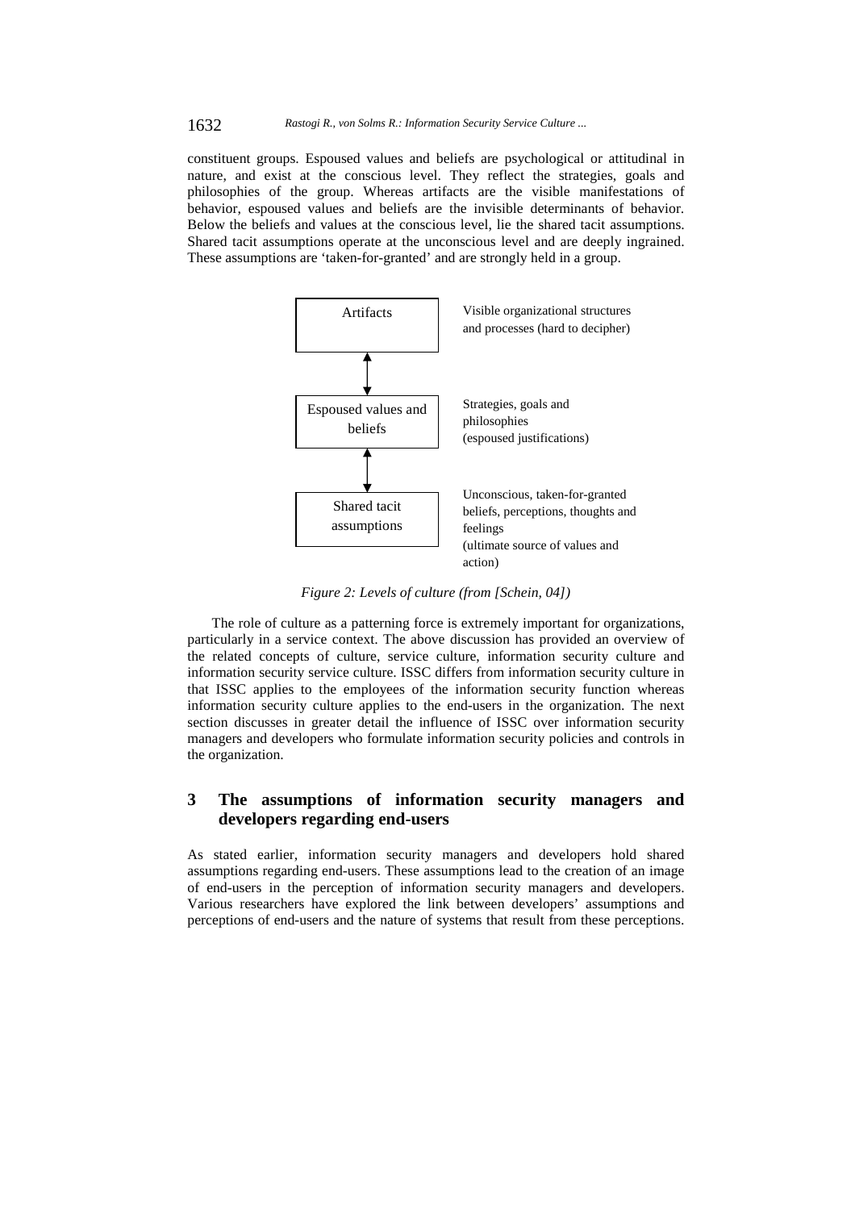constituent groups. Espoused values and beliefs are psychological or attitudinal in nature, and exist at the conscious level. They reflect the strategies, goals and philosophies of the group. Whereas artifacts are the visible manifestations of behavior, espoused values and beliefs are the invisible determinants of behavior. Below the beliefs and values at the conscious level, lie the shared tacit assumptions. Shared tacit assumptions operate at the unconscious level and are deeply ingrained. These assumptions are 'taken-for-granted' and are strongly held in a group.

| Level | Description |
| --- | --- |
| Artifacts | Visible organizational structures and processes (hard to decipher) |
| Espoused values and beliefs | Strategies, goals and philosophies (espoused justifications) |
| Shared tacit assumptions | Unconscious, taken-for-granted beliefs, perceptions, thoughts and feelings (ultimate source of values and action) |

*Figure 2: Levels of culture (from [Schein, 04])*

The role of culture as a patterning force is extremely important for organizations, particularly in a service context. The above discussion has provided an overview of the related concepts of culture, service culture, information security culture and information security service culture. ISSC differs from information security culture in that ISSC applies to the employees of the information security function whereas information security culture applies to the end-users in the organization. The next section discusses in greater detail the influence of ISSC over information security managers and developers who formulate information security policies and controls in the organization.

## 3 The assumptions of information security managers and developers regarding end-users

As stated earlier, information security managers and developers hold shared assumptions regarding end-users. These assumptions lead to the creation of an image of end-users in the perception of information security managers and developers. Various researchers have explored the link between developers' assumptions and perceptions of end-users and the nature of systems that result from these perceptions.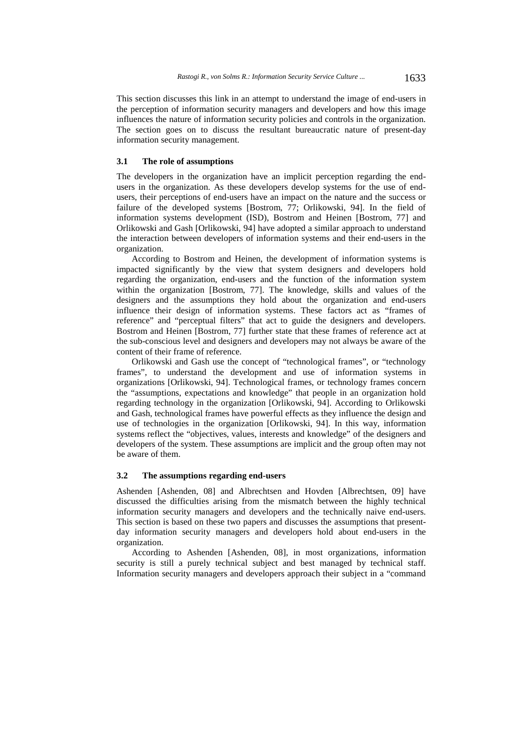This section discusses this link in an attempt to understand the image of end-users in the perception of information security managers and developers and how this image influences the nature of information security policies and controls in the organization. The section goes on to discuss the resultant bureaucratic nature of present-day information security management.

### 3.1 The role of assumptions

The developers in the organization have an implicit perception regarding the end-users in the organization. As these developers develop systems for the use of end-users, their perceptions of end-users have an impact on the nature and the success or failure of the developed systems [Bostrom, 77; Orlikowski, 94]. In the field of information systems development (ISD), Bostrom and Heinen [Bostrom, 77] and Orlikowski and Gash [Orlikowski, 94] have adopted a similar approach to understand the interaction between developers of information systems and their end-users in the organization.

According to Bostrom and Heinen, the development of information systems is impacted significantly by the view that system designers and developers hold regarding the organization, end-users and the function of the information system within the organization [Bostrom, 77]. The knowledge, skills and values of the designers and the assumptions they hold about the organization and end-users influence their design of information systems. These factors act as "frames of reference" and "perceptual filters" that act to guide the designers and developers. Bostrom and Heinen [Bostrom, 77] further state that these frames of reference act at the sub-conscious level and designers and developers may not always be aware of the content of their frame of reference.

Orlikowski and Gash use the concept of "technological frames", or "technology frames", to understand the development and use of information systems in organizations [Orlikowski, 94]. Technological frames, or technology frames concern the "assumptions, expectations and knowledge" that people in an organization hold regarding technology in the organization [Orlikowski, 94]. According to Orlikowski and Gash, technological frames have powerful effects as they influence the design and use of technologies in the organization [Orlikowski, 94]. In this way, information systems reflect the "objectives, values, interests and knowledge" of the designers and developers of the system. These assumptions are implicit and the group often may not be aware of them.

### 3.2 The assumptions regarding end-users

Ashenden [Ashenden, 08] and Albrechtsen and Hovden [Albrechtsen, 09] have discussed the difficulties arising from the mismatch between the highly technical information security managers and developers and the technically naive end-users. This section is based on these two papers and discusses the assumptions that present-day information security managers and developers hold about end-users in the organization.

According to Ashenden [Ashenden, 08], in most organizations, information security is still a purely technical subject and best managed by technical staff. Information security managers and developers approach their subject in a "command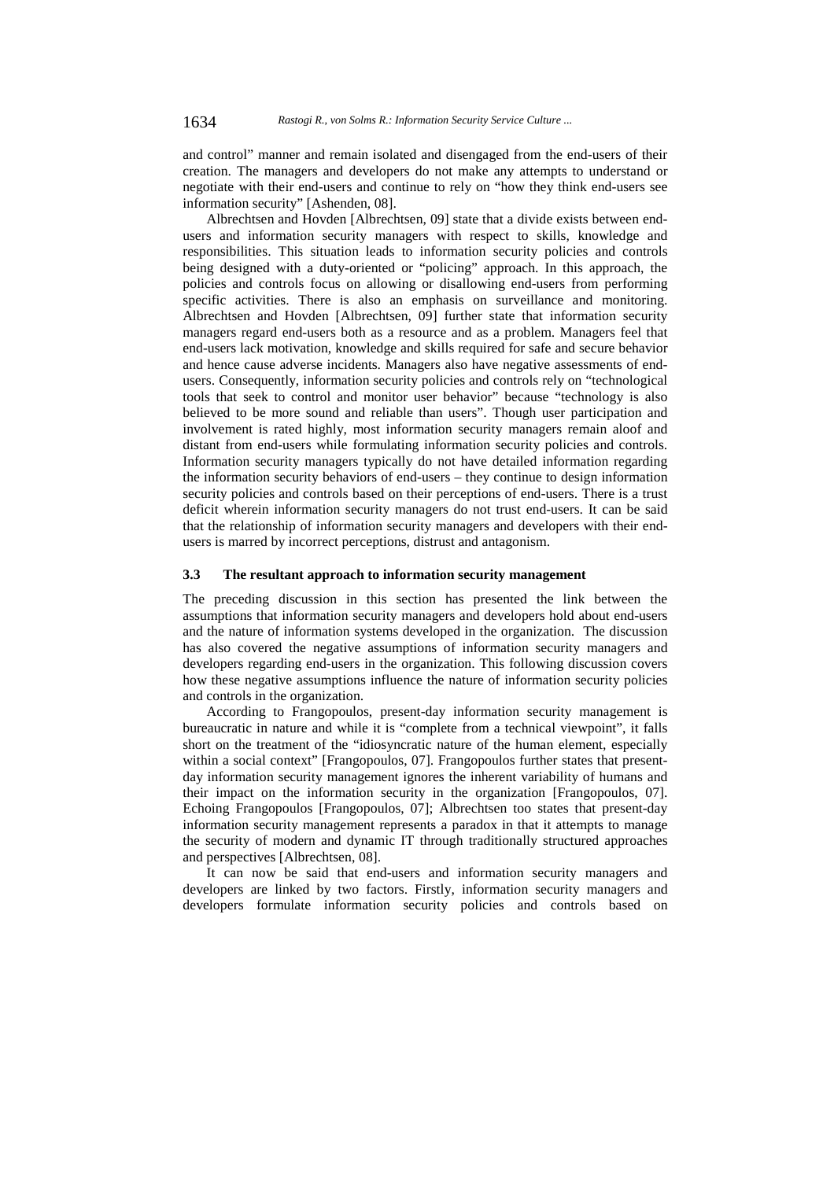and control" manner and remain isolated and disengaged from the end-users of their creation. The managers and developers do not make any attempts to understand or negotiate with their end-users and continue to rely on "how they think end-users see information security" [Ashenden, 08].

Albrechtsen and Hovden [Albrechtsen, 09] state that a divide exists between end-users and information security managers with respect to skills, knowledge and responsibilities. This situation leads to information security policies and controls being designed with a duty-oriented or "policing" approach. In this approach, the policies and controls focus on allowing or disallowing end-users from performing specific activities. There is also an emphasis on surveillance and monitoring. Albrechtsen and Hovden [Albrechtsen, 09] further state that information security managers regard end-users both as a resource and as a problem. Managers feel that end-users lack motivation, knowledge and skills required for safe and secure behavior and hence cause adverse incidents. Managers also have negative assessments of end-users. Consequently, information security policies and controls rely on "technological tools that seek to control and monitor user behavior" because "technology is also believed to be more sound and reliable than users". Though user participation and involvement is rated highly, most information security managers remain aloof and distant from end-users while formulating information security policies and controls. Information security managers typically do not have detailed information regarding the information security behaviors of end-users – they continue to design information security policies and controls based on their perceptions of end-users. There is a trust deficit wherein information security managers do not trust end-users. It can be said that the relationship of information security managers and developers with their end-users is marred by incorrect perceptions, distrust and antagonism.

### 3.3 The resultant approach to information security management

The preceding discussion in this section has presented the link between the assumptions that information security managers and developers hold about end-users and the nature of information systems developed in the organization. The discussion has also covered the negative assumptions of information security managers and developers regarding end-users in the organization. This following discussion covers how these negative assumptions influence the nature of information security policies and controls in the organization.

According to Frangopoulos, present-day information security management is bureaucratic in nature and while it is "complete from a technical viewpoint", it falls short on the treatment of the "idiosyncratic nature of the human element, especially within a social context" [Frangopoulos, 07]. Frangopoulos further states that present-day information security management ignores the inherent variability of humans and their impact on the information security in the organization [Frangopoulos, 07]. Echoing Frangopoulos [Frangopoulos, 07]; Albrechtsen too states that present-day information security management represents a paradox in that it attempts to manage the security of modern and dynamic IT through traditionally structured approaches and perspectives [Albrechtsen, 08].

It can now be said that end-users and information security managers and developers are linked by two factors. Firstly, information security managers and developers formulate information security policies and controls based on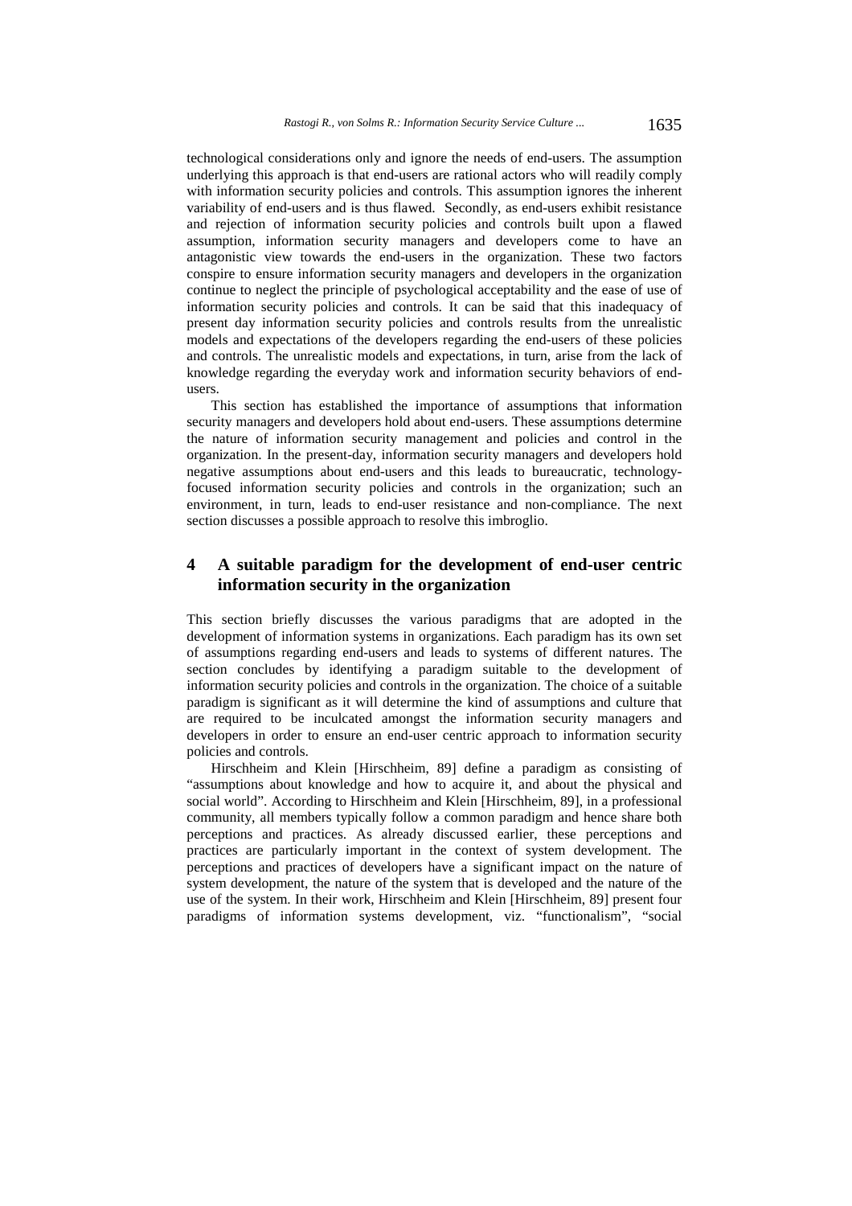technological considerations only and ignore the needs of end-users. The assumption underlying this approach is that end-users are rational actors who will readily comply with information security policies and controls. This assumption ignores the inherent variability of end-users and is thus flawed. Secondly, as end-users exhibit resistance and rejection of information security policies and controls built upon a flawed assumption, information security managers and developers come to have an antagonistic view towards the end-users in the organization. These two factors conspire to ensure information security managers and developers in the organization continue to neglect the principle of psychological acceptability and the ease of use of information security policies and controls. It can be said that this inadequacy of present day information security policies and controls results from the unrealistic models and expectations of the developers regarding the end-users of these policies and controls. The unrealistic models and expectations, in turn, arise from the lack of knowledge regarding the everyday work and information security behaviors of end-users.

This section has established the importance of assumptions that information security managers and developers hold about end-users. These assumptions determine the nature of information security management and policies and control in the organization. In the present-day, information security managers and developers hold negative assumptions about end-users and this leads to bureaucratic, technology-focused information security policies and controls in the organization; such an environment, in turn, leads to end-user resistance and non-compliance. The next section discusses a possible approach to resolve this imbroglio.

## 4 A suitable paradigm for the development of end-user centric information security in the organization

This section briefly discusses the various paradigms that are adopted in the development of information systems in organizations. Each paradigm has its own set of assumptions regarding end-users and leads to systems of different natures. The section concludes by identifying a paradigm suitable to the development of information security policies and controls in the organization. The choice of a suitable paradigm is significant as it will determine the kind of assumptions and culture that are required to be inculcated amongst the information security managers and developers in order to ensure an end-user centric approach to information security policies and controls.

Hirschheim and Klein [Hirschheim, 89] define a paradigm as consisting of "assumptions about knowledge and how to acquire it, and about the physical and social world". According to Hirschheim and Klein [Hirschheim, 89], in a professional community, all members typically follow a common paradigm and hence share both perceptions and practices. As already discussed earlier, these perceptions and practices are particularly important in the context of system development. The perceptions and practices of developers have a significant impact on the nature of system development, the nature of the system that is developed and the nature of the use of the system. In their work, Hirschheim and Klein [Hirschheim, 89] present four paradigms of information systems development, viz. "functionalism", "social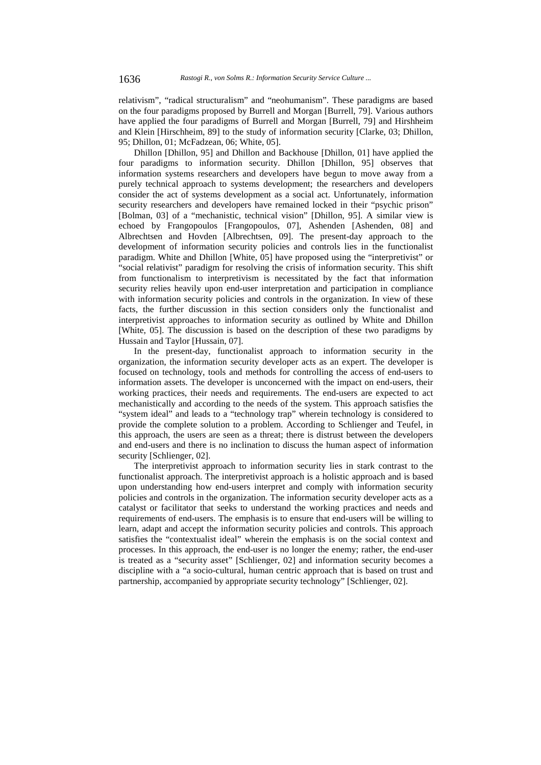relativism", "radical structuralism" and "neohumanism". These paradigms are based on the four paradigms proposed by Burrell and Morgan [Burrell, 79]. Various authors have applied the four paradigms of Burrell and Morgan [Burrell, 79] and Hirshheim and Klein [Hirschheim, 89] to the study of information security [Clarke, 03; Dhillon, 95; Dhillon, 01; McFadzean, 06; White, 05].

Dhillon [Dhillon, 95] and Dhillon and Backhouse [Dhillon, 01] have applied the four paradigms to information security. Dhillon [Dhillon, 95] observes that information systems researchers and developers have begun to move away from a purely technical approach to systems development; the researchers and developers consider the act of systems development as a social act. Unfortunately, information security researchers and developers have remained locked in their "psychic prison" [Bolman, 03] of a "mechanistic, technical vision" [Dhillon, 95]. A similar view is echoed by Frangopoulos [Frangopoulos, 07], Ashenden [Ashenden, 08] and Albrechtsen and Hovden [Albrechtsen, 09]. The present-day approach to the development of information security policies and controls lies in the functionalist paradigm. White and Dhillon [White, 05] have proposed using the "interpretivist" or "social relativist" paradigm for resolving the crisis of information security. This shift from functionalism to interpretivism is necessitated by the fact that information security relies heavily upon end-user interpretation and participation in compliance with information security policies and controls in the organization. In view of these facts, the further discussion in this section considers only the functionalist and interpretivist approaches to information security as outlined by White and Dhillon [White, 05]. The discussion is based on the description of these two paradigms by Hussain and Taylor [Hussain, 07].

In the present-day, functionalist approach to information security in the organization, the information security developer acts as an expert. The developer is focused on technology, tools and methods for controlling the access of end-users to information assets. The developer is unconcerned with the impact on end-users, their working practices, their needs and requirements. The end-users are expected to act mechanistically and according to the needs of the system. This approach satisfies the "system ideal" and leads to a "technology trap" wherein technology is considered to provide the complete solution to a problem. According to Schlienger and Teufel, in this approach, the users are seen as a threat; there is distrust between the developers and end-users and there is no inclination to discuss the human aspect of information security [Schlienger, 02].

The interpretivist approach to information security lies in stark contrast to the functionalist approach. The interpretivist approach is a holistic approach and is based upon understanding how end-users interpret and comply with information security policies and controls in the organization. The information security developer acts as a catalyst or facilitator that seeks to understand the working practices and needs and requirements of end-users. The emphasis is to ensure that end-users will be willing to learn, adapt and accept the information security policies and controls. This approach satisfies the "contextualist ideal" wherein the emphasis is on the social context and processes. In this approach, the end-user is no longer the enemy; rather, the end-user is treated as a "security asset" [Schlienger, 02] and information security becomes a discipline with a "a socio-cultural, human centric approach that is based on trust and partnership, accompanied by appropriate security technology" [Schlienger, 02].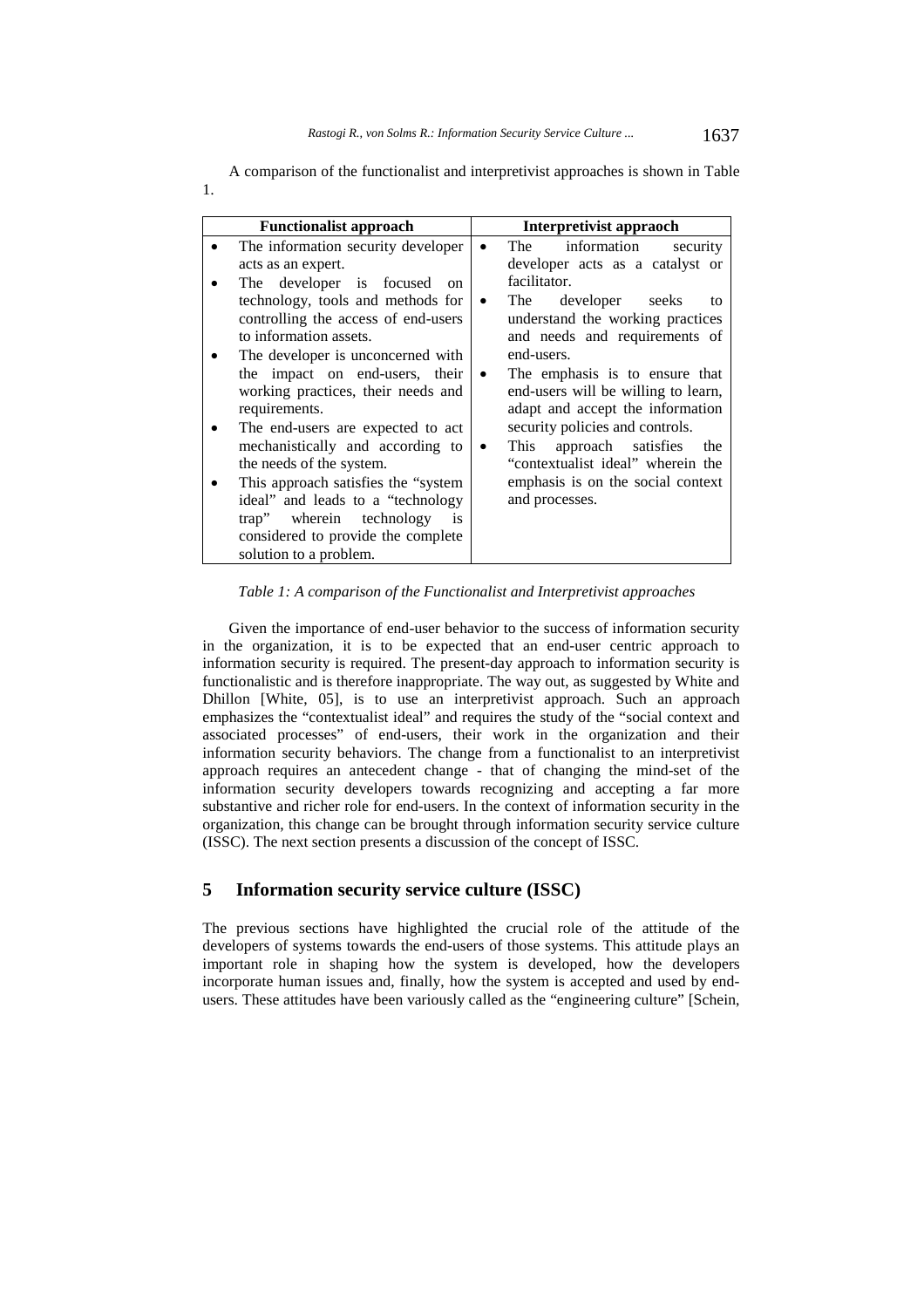A comparison of the functionalist and interpretivist approaches is shown in Table 1.

| Functionalist approach | Interpretivist appraoch |
|---|---|
| • The information security developer acts as an expert.<br>• The developer is focused on technology, tools and methods for controlling the access of end-users to information assets.<br>• The developer is unconcerned with the impact on end-users, their working practices, their needs and requirements.<br>• The end-users are expected to act mechanistically and according to the needs of the system.<br>• This approach satisfies the "system ideal" and leads to a "technology trap" wherein technology is considered to provide the complete solution to a problem. | • The information security developer acts as a catalyst or facilitator.<br>• The developer seeks to understand the working practices and needs and requirements of end-users.<br>• The emphasis is to ensure that end-users will be willing to learn, adapt and accept the information security policies and controls.<br>• This approach satisfies the "contextualist ideal" wherein the emphasis is on the social context and processes. |

*Table 1: A comparison of the Functionalist and Interpretivist approaches*

Given the importance of end-user behavior to the success of information security in the organization, it is to be expected that an end-user centric approach to information security is required. The present-day approach to information security is functionalistic and is therefore inappropriate. The way out, as suggested by White and Dhillon [White, 05], is to use an interpretivist approach. Such an approach emphasizes the "contextualist ideal" and requires the study of the "social context and associated processes" of end-users, their work in the organization and their information security behaviors. The change from a functionalist to an interpretivist approach requires an antecedent change - that of changing the mind-set of the information security developers towards recognizing and accepting a far more substantive and richer role for end-users. In the context of information security in the organization, this change can be brought through information security service culture (ISSC). The next section presents a discussion of the concept of ISSC.

## 5 Information security service culture (ISSC)

The previous sections have highlighted the crucial role of the attitude of the developers of systems towards the end-users of those systems. This attitude plays an important role in shaping how the system is developed, how the developers incorporate human issues and, finally, how the system is accepted and used by end-users. These attitudes have been variously called as the "engineering culture" [Schein,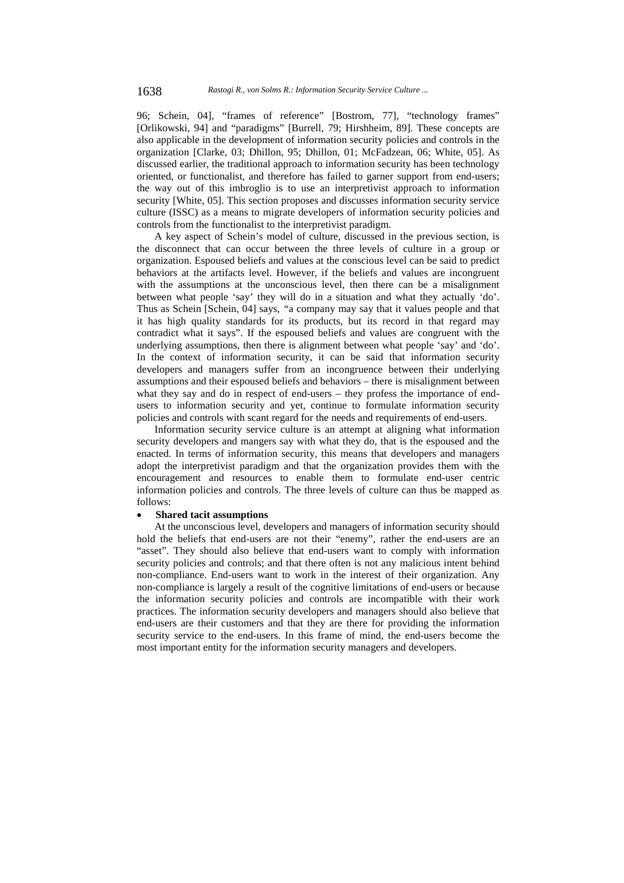96; Schein, 04], "frames of reference" [Bostrom, 77], "technology frames" [Orlikowski, 94] and "paradigms" [Burrell, 79; Hirshheim, 89]. These concepts are also applicable in the development of information security policies and controls in the organization [Clarke, 03; Dhillon, 95; Dhillon, 01; McFadzean, 06; White, 05]. As discussed earlier, the traditional approach to information security has been technology oriented, or functionalist, and therefore has failed to garner support from end-users; the way out of this imbroglio is to use an interpretivist approach to information security [White, 05]. This section proposes and discusses information security service culture (ISSC) as a means to migrate developers of information security policies and controls from the functionalist to the interpretivist paradigm.

A key aspect of Schein's model of culture, discussed in the previous section, is the disconnect that can occur between the three levels of culture in a group or organization. Espoused beliefs and values at the conscious level can be said to predict behaviors at the artifacts level. However, if the beliefs and values are incongruent with the assumptions at the unconscious level, then there can be a misalignment between what people 'say' they will do in a situation and what they actually 'do'. Thus as Schein [Schein, 04] says, "a company may say that it values people and that it has high quality standards for its products, but its record in that regard may contradict what it says". If the espoused beliefs and values are congruent with the underlying assumptions, then there is alignment between what people 'say' and 'do'. In the context of information security, it can be said that information security developers and managers suffer from an incongruence between their underlying assumptions and their espoused beliefs and behaviors – there is misalignment between what they say and do in respect of end-users – they profess the importance of end-users to information security and yet, continue to formulate information security policies and controls with scant regard for the needs and requirements of end-users.

Information security service culture is an attempt at aligning what information security developers and mangers say with what they do, that is the espoused and the enacted. In terms of information security, this means that developers and managers adopt the interpretivist paradigm and that the organization provides them with the encouragement and resources to enable them to formulate end-user centric information policies and controls. The three levels of culture can thus be mapped as follows:

- **Shared tacit assumptions**

At the unconscious level, developers and managers of information security should hold the beliefs that end-users are not their "enemy", rather the end-users are an "asset". They should also believe that end-users want to comply with information security policies and controls; and that there often is not any malicious intent behind non-compliance. End-users want to work in the interest of their organization. Any non-compliance is largely a result of the cognitive limitations of end-users or because the information security policies and controls are incompatible with their work practices. The information security developers and managers should also believe that end-users are their customers and that they are there for providing the information security service to the end-users. In this frame of mind, the end-users become the most important entity for the information security managers and developers.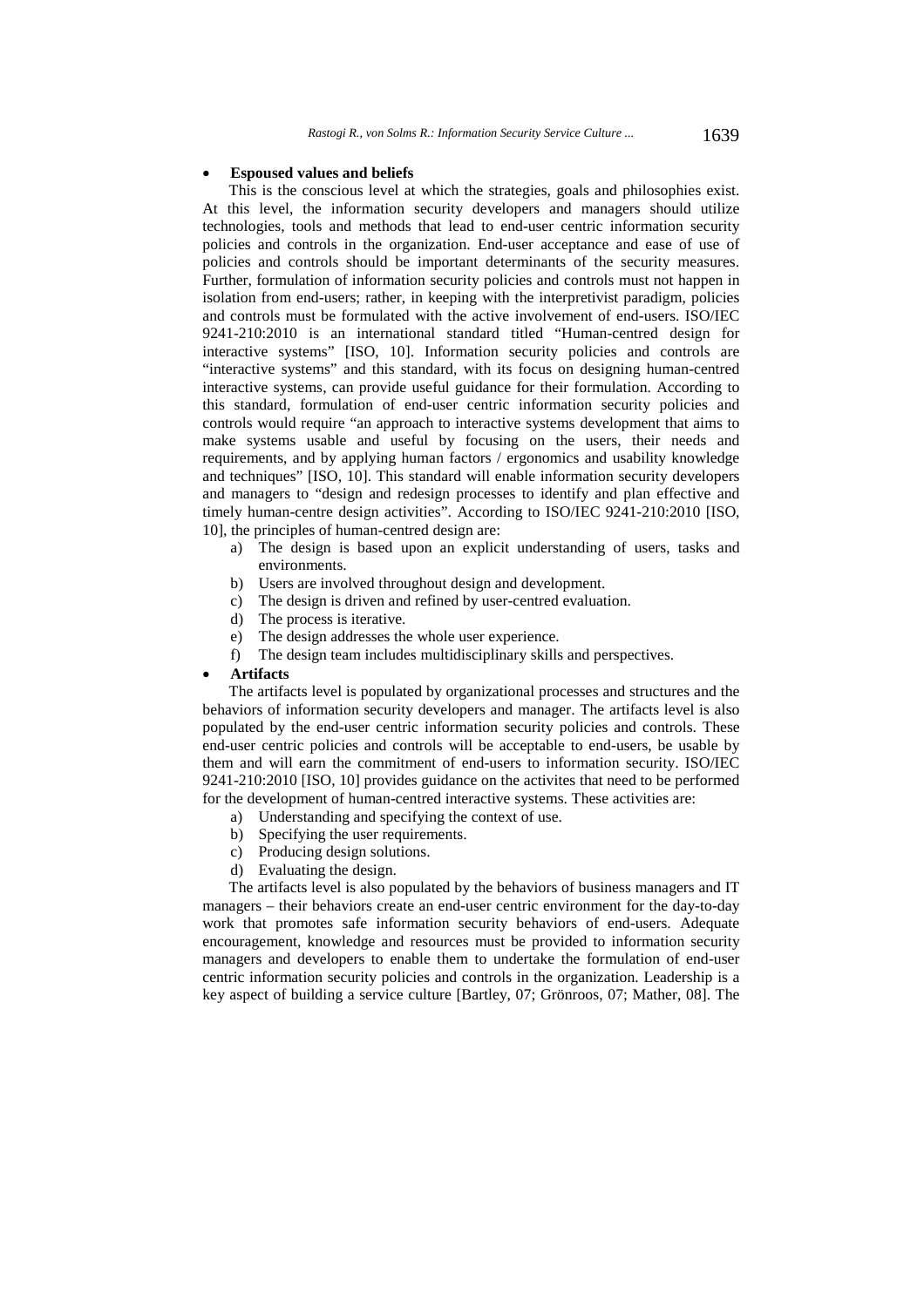- **Espoused values and beliefs**

This is the conscious level at which the strategies, goals and philosophies exist. At this level, the information security developers and managers should utilize technologies, tools and methods that lead to end-user centric information security policies and controls in the organization. End-user acceptance and ease of use of policies and controls should be important determinants of the security measures. Further, formulation of information security policies and controls must not happen in isolation from end-users; rather, in keeping with the interpretivist paradigm, policies and controls must be formulated with the active involvement of end-users. ISO/IEC 9241-210:2010 is an international standard titled "Human-centred design for interactive systems" [ISO, 10]. Information security policies and controls are "interactive systems" and this standard, with its focus on designing human-centred interactive systems, can provide useful guidance for their formulation. According to this standard, formulation of end-user centric information security policies and controls would require "an approach to interactive systems development that aims to make systems usable and useful by focusing on the users, their needs and requirements, and by applying human factors / ergonomics and usability knowledge and techniques" [ISO, 10]. This standard will enable information security developers and managers to "design and redesign processes to identify and plan effective and timely human-centre design activities". According to ISO/IEC 9241-210:2010 [ISO, 10], the principles of human-centred design are:

a) The design is based upon an explicit understanding of users, tasks and environments.
b) Users are involved throughout design and development.
c) The design is driven and refined by user-centred evaluation.
d) The process is iterative.
e) The design addresses the whole user experience.
f) The design team includes multidisciplinary skills and perspectives.

- **Artifacts**

The artifacts level is populated by organizational processes and structures and the behaviors of information security developers and manager. The artifacts level is also populated by the end-user centric information security policies and controls. These end-user centric policies and controls will be acceptable to end-users, be usable by them and will earn the commitment of end-users to information security. ISO/IEC 9241-210:2010 [ISO, 10] provides guidance on the activites that need to be performed for the development of human-centred interactive systems. These activities are:

a) Understanding and specifying the context of use.
b) Specifying the user requirements.
c) Producing design solutions.
d) Evaluating the design.

The artifacts level is also populated by the behaviors of business managers and IT managers – their behaviors create an end-user centric environment for the day-to-day work that promotes safe information security behaviors of end-users. Adequate encouragement, knowledge and resources must be provided to information security managers and developers to enable them to undertake the formulation of end-user centric information security policies and controls in the organization. Leadership is a key aspect of building a service culture [Bartley, 07; Grönroos, 07; Mather, 08]. The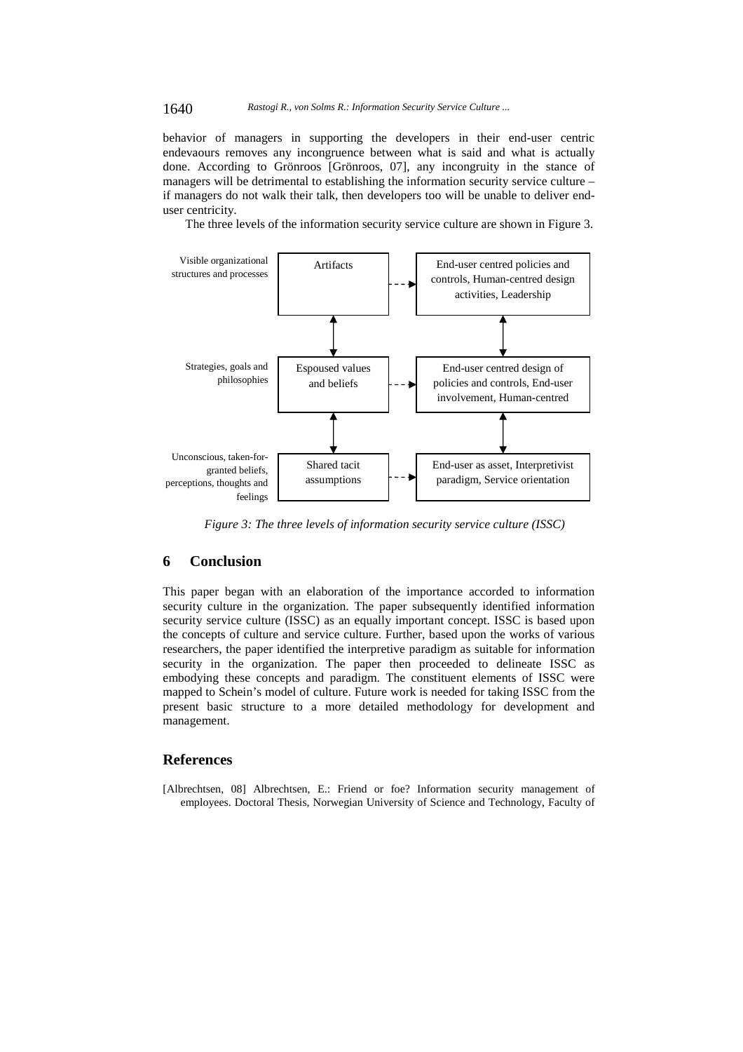behavior of managers in supporting the developers in their end-user centric endevaours removes any incongruence between what is said and what is actually done. According to Grönroos [Grönroos, 07], any incongruity in the stance of managers will be detrimental to establishing the information security service culture – if managers do not walk their talk, then developers too will be unable to deliver end-user centricity.

The three levels of the information security service culture are shown in Figure 3.

| Level description | Schein level | ISSC elements |
|---|---|---|
| Visible organizational structures and processes | Artifacts | End-user centred policies and controls, Human-centred design activities, Leadership |
| Strategies, goals and philosophies | Espoused values and beliefs | End-user centred design of policies and controls, End-user involvement, Human-centred |
| Unconscious, taken-for-granted beliefs, perceptions, thoughts and feelings | Shared tacit assumptions | End-user as asset, Interpretivist paradigm, Service orientation |

*Figure 3: The three levels of information security service culture (ISSC)*

## 6 Conclusion

This paper began with an elaboration of the importance accorded to information security culture in the organization. The paper subsequently identified information security service culture (ISSC) as an equally important concept. ISSC is based upon the concepts of culture and service culture. Further, based upon the works of various researchers, the paper identified the interpretive paradigm as suitable for information security in the organization. The paper then proceeded to delineate ISSC as embodying these concepts and paradigm. The constituent elements of ISSC were mapped to Schein's model of culture. Future work is needed for taking ISSC from the present basic structure to a more detailed methodology for development and management.

## References

[Albrechtsen, 08] Albrechtsen, E.: Friend or foe? Information security management of employees. Doctoral Thesis, Norwegian University of Science and Technology, Faculty of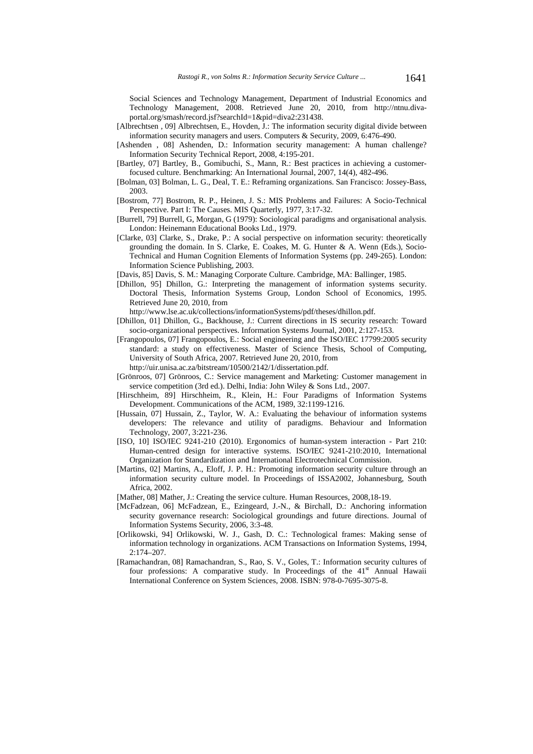Social Sciences and Technology Management, Department of Industrial Economics and Technology Management, 2008. Retrieved June 20, 2010, from http://ntnu.diva-portal.org/smash/record.jsf?searchId=1&pid=diva2:231438.

[Albrechtsen , 09] Albrechtsen, E., Hovden, J.: The information security digital divide between information security managers and users. Computers & Security, 2009, 6:476-490.

[Ashenden , 08] Ashenden, D.: Information security management: A human challenge? Information Security Technical Report, 2008, 4:195-201.

[Bartley, 07] Bartley, B., Gomibuchi, S., Mann, R.: Best practices in achieving a customer-focused culture. Benchmarking: An International Journal, 2007, 14(4), 482-496.

[Bolman, 03] Bolman, L. G., Deal, T. E.: Reframing organizations. San Francisco: Jossey-Bass, 2003.

[Bostrom, 77] Bostrom, R. P., Heinen, J. S.: MIS Problems and Failures: A Socio-Technical Perspective. Part I: The Causes. MIS Quarterly, 1977, 3:17-32.

[Burrell, 79] Burrell, G, Morgan, G (1979): Sociological paradigms and organisational analysis. London: Heinemann Educational Books Ltd., 1979.

[Clarke, 03] Clarke, S., Drake, P.: A social perspective on information security: theoretically grounding the domain. In S. Clarke, E. Coakes, M. G. Hunter & A. Wenn (Eds.), Socio-Technical and Human Cognition Elements of Information Systems (pp. 249-265). London: Information Science Publishing, 2003.

[Davis, 85] Davis, S. M.: Managing Corporate Culture. Cambridge, MA: Ballinger, 1985.

[Dhillon, 95] Dhillon, G.: Interpreting the management of information systems security. Doctoral Thesis, Information Systems Group, London School of Economics, 1995. Retrieved June 20, 2010, from http://www.lse.ac.uk/collections/informationSystems/pdf/theses/dhillon.pdf.

[Dhillon, 01] Dhillon, G., Backhouse, J.: Current directions in IS security research: Toward socio-organizational perspectives. Information Systems Journal, 2001, 2:127-153.

[Frangopoulos, 07] Frangopoulos, E.: Social engineering and the ISO/IEC 17799:2005 security standard: a study on effectiveness. Master of Science Thesis, School of Computing, University of South Africa, 2007. Retrieved June 20, 2010, from http://uir.unisa.ac.za/bitstream/10500/2142/1/dissertation.pdf.

[Grönroos, 07] Grönroos, C.: Service management and Marketing: Customer management in service competition (3rd ed.). Delhi, India: John Wiley & Sons Ltd., 2007.

[Hirschheim, 89] Hirschheim, R., Klein, H.: Four Paradigms of Information Systems Development. Communications of the ACM, 1989, 32:1199-1216.

[Hussain, 07] Hussain, Z., Taylor, W. A.: Evaluating the behaviour of information systems developers: The relevance and utility of paradigms. Behaviour and Information Technology, 2007, 3:221-236.

[ISO, 10] ISO/IEC 9241-210 (2010). Ergonomics of human-system interaction - Part 210: Human-centred design for interactive systems. ISO/IEC 9241-210:2010, International Organization for Standardization and International Electrotechnical Commission.

[Martins, 02] Martins, A., Eloff, J. P. H.: Promoting information security culture through an information security culture model. In Proceedings of ISSA2002, Johannesburg, South Africa, 2002.

[Mather, 08] Mather, J.: Creating the service culture. Human Resources, 2008,18-19.

[McFadzean, 06] McFadzean, E., Ezingeard, J.-N., & Birchall, D.: Anchoring information security governance research: Sociological groundings and future directions. Journal of Information Systems Security, 2006, 3:3-48.

[Orlikowski, 94] Orlikowski, W. J., Gash, D. C.: Technological frames: Making sense of information technology in organizations. ACM Transactions on Information Systems, 1994, 2:174–207.

[Ramachandran, 08] Ramachandran, S., Rao, S. V., Goles, T.: Information security cultures of four professions: A comparative study. In Proceedings of the 41st Annual Hawaii International Conference on System Sciences, 2008. ISBN: 978-0-7695-3075-8.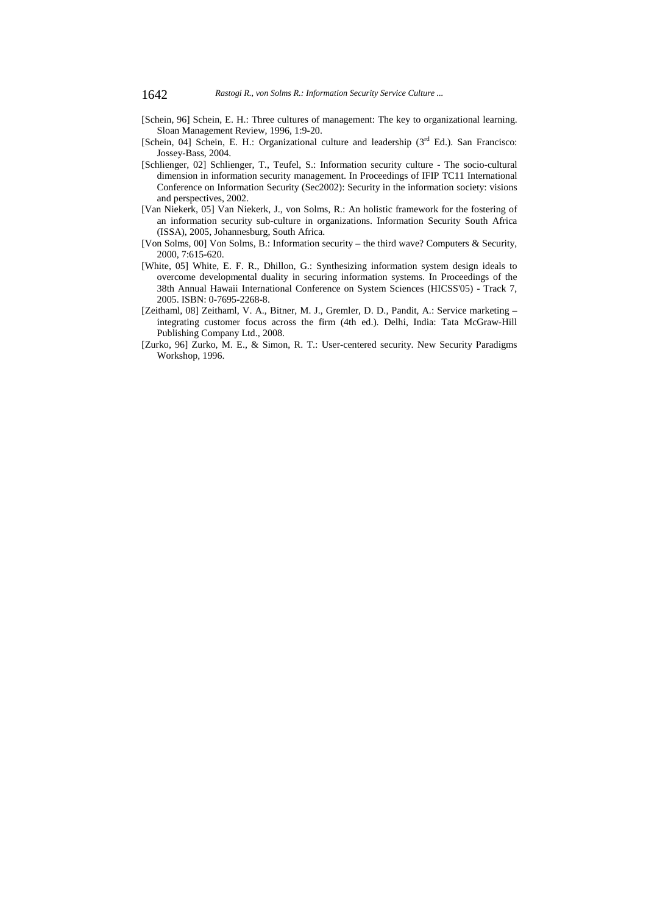[Schein, 96] Schein, E. H.: Three cultures of management: The key to organizational learning. Sloan Management Review, 1996, 1:9-20.

[Schein, 04] Schein, E. H.: Organizational culture and leadership (3rd Ed.). San Francisco: Jossey-Bass, 2004.

[Schlienger, 02] Schlienger, T., Teufel, S.: Information security culture - The socio-cultural dimension in information security management. In Proceedings of IFIP TC11 International Conference on Information Security (Sec2002): Security in the information society: visions and perspectives, 2002.

[Van Niekerk, 05] Van Niekerk, J., von Solms, R.: An holistic framework for the fostering of an information security sub-culture in organizations. Information Security South Africa (ISSA), 2005, Johannesburg, South Africa.

[Von Solms, 00] Von Solms, B.: Information security – the third wave? Computers & Security, 2000, 7:615-620.

[White, 05] White, E. F. R., Dhillon, G.: Synthesizing information system design ideals to overcome developmental duality in securing information systems. In Proceedings of the 38th Annual Hawaii International Conference on System Sciences (HICSS'05) - Track 7, 2005. ISBN: 0-7695-2268-8.

[Zeithaml, 08] Zeithaml, V. A., Bitner, M. J., Gremler, D. D., Pandit, A.: Service marketing – integrating customer focus across the firm (4th ed.). Delhi, India: Tata McGraw-Hill Publishing Company Ltd., 2008.

[Zurko, 96] Zurko, M. E., & Simon, R. T.: User-centered security. New Security Paradigms Workshop, 1996.